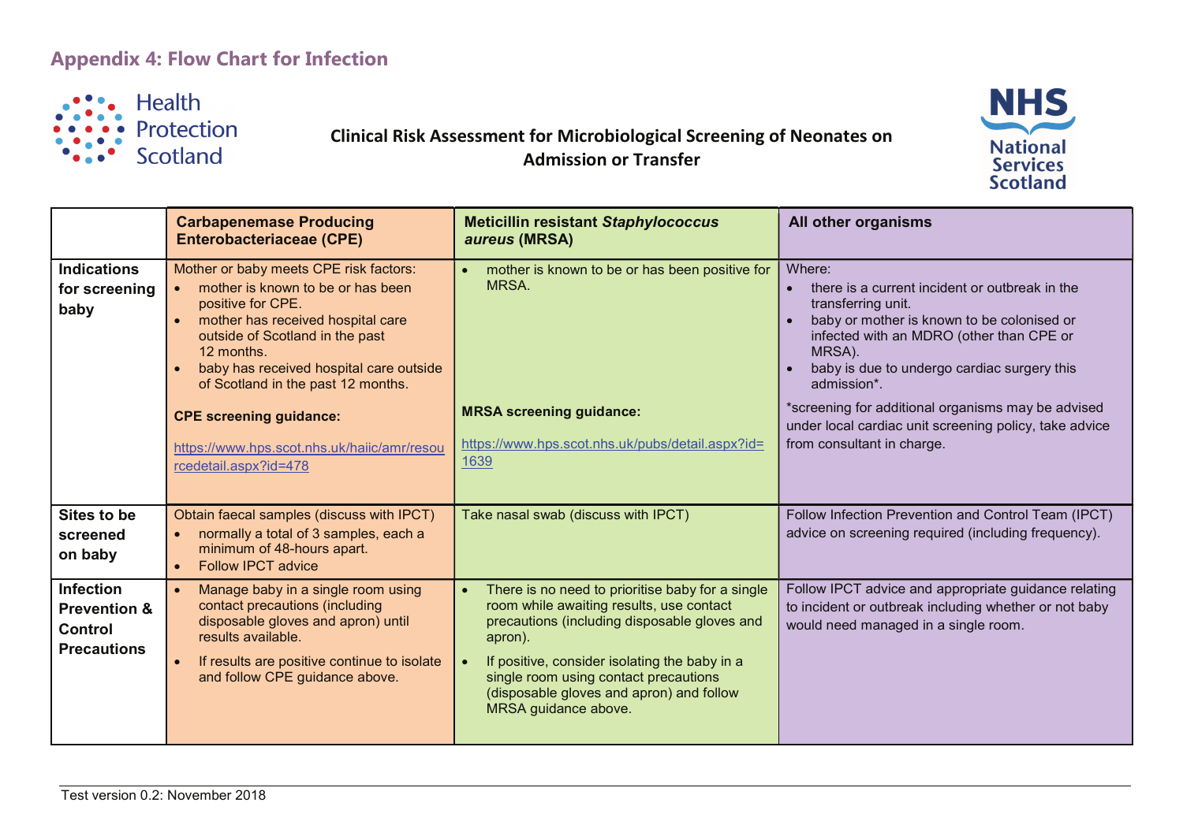# Appendix 4: Flow Chart for Infection

Health Protection Scotland

NHS National Services Scotland

## Clinical Risk Assessment for Microbiological Screening of Neonates on Admission or Transfer

| | **Carbapenemase Producing Enterobacteriaceae (CPE)** | **Meticillin resistant *Staphylococcus aureus* (MRSA)** | **All other organisms** |
|---|---|---|---|
| **Indications for screening baby** | Mother or baby meets CPE risk factors:<br>• mother is known to be or has been positive for CPE.<br>• mother has received hospital care outside of Scotland in the past 12 months.<br>• baby has received hospital care outside of Scotland in the past 12 months.<br><br>**CPE screening guidance:**<br><br>https://www.hps.scot.nhs.uk/haiic/amr/resourcedetail.aspx?id=478 | • mother is known to be or has been positive for MRSA.<br><br>**MRSA screening guidance:**<br><br>https://www.hps.scot.nhs.uk/pubs/detail.aspx?id=1639 | Where:<br>• there is a current incident or outbreak in the transferring unit.<br>• baby or mother is known to be colonised or infected with an MDRO (other than CPE or MRSA).<br>• baby is due to undergo cardiac surgery this admission*.<br><br>*screening for additional organisms may be advised under local cardiac unit screening policy, take advice from consultant in charge. |
| **Sites to be screened on baby** | Obtain faecal samples (discuss with IPCT)<br>• normally a total of 3 samples, each a minimum of 48-hours apart.<br>• Follow IPCT advice | Take nasal swab (discuss with IPCT) | Follow Infection Prevention and Control Team (IPCT) advice on screening required (including frequency). |
| **Infection Prevention & Control Precautions** | • Manage baby in a single room using contact precautions (including disposable gloves and apron) until results available.<br>• If results are positive continue to isolate and follow CPE guidance above. | • There is no need to prioritise baby for a single room while awaiting results, use contact precautions (including disposable gloves and apron).<br>• If positive, consider isolating the baby in a single room using contact precautions (disposable gloves and apron) and follow MRSA guidance above. | Follow IPCT advice and appropriate guidance relating to incident or outbreak including whether or not baby would need managed in a single room. |

Test version 0.2: November 2018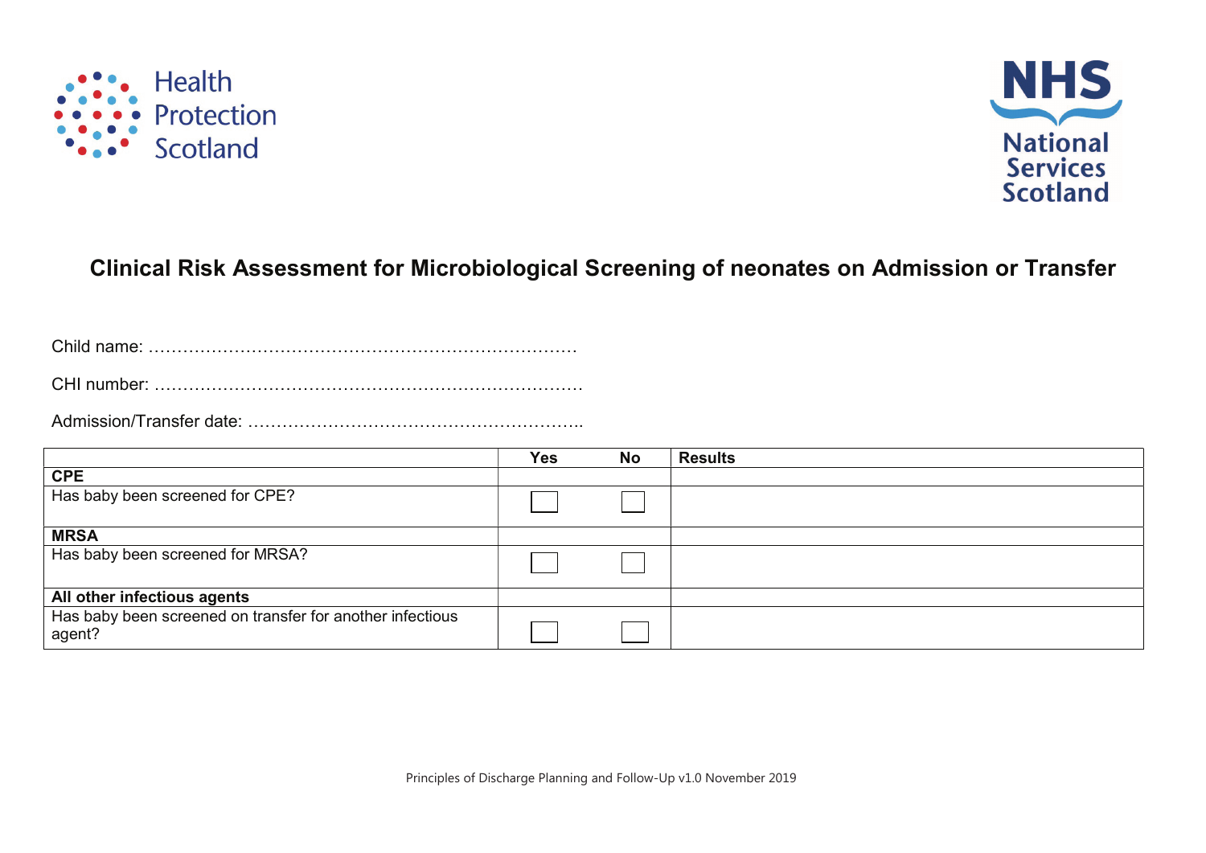Health Protection Scotland

NHS National Services Scotland

# Clinical Risk Assessment for Microbiological Screening of neonates on Admission or Transfer

Child name: ……………………………………………………………………

CHI number: ……………………………………………………………………

Admission/Transfer date: …………………………………………………..

| | Yes | No | Results |
|---|---|---|---|
| **CPE** | | | |
| Has baby been screened for CPE? | ☐ | ☐ | |
| **MRSA** | | | |
| Has baby been screened for MRSA? | ☐ | ☐ | |
| **All other infectious agents** | | | |
| Has baby been screened on transfer for another infectious agent? | ☐ | ☐ | |